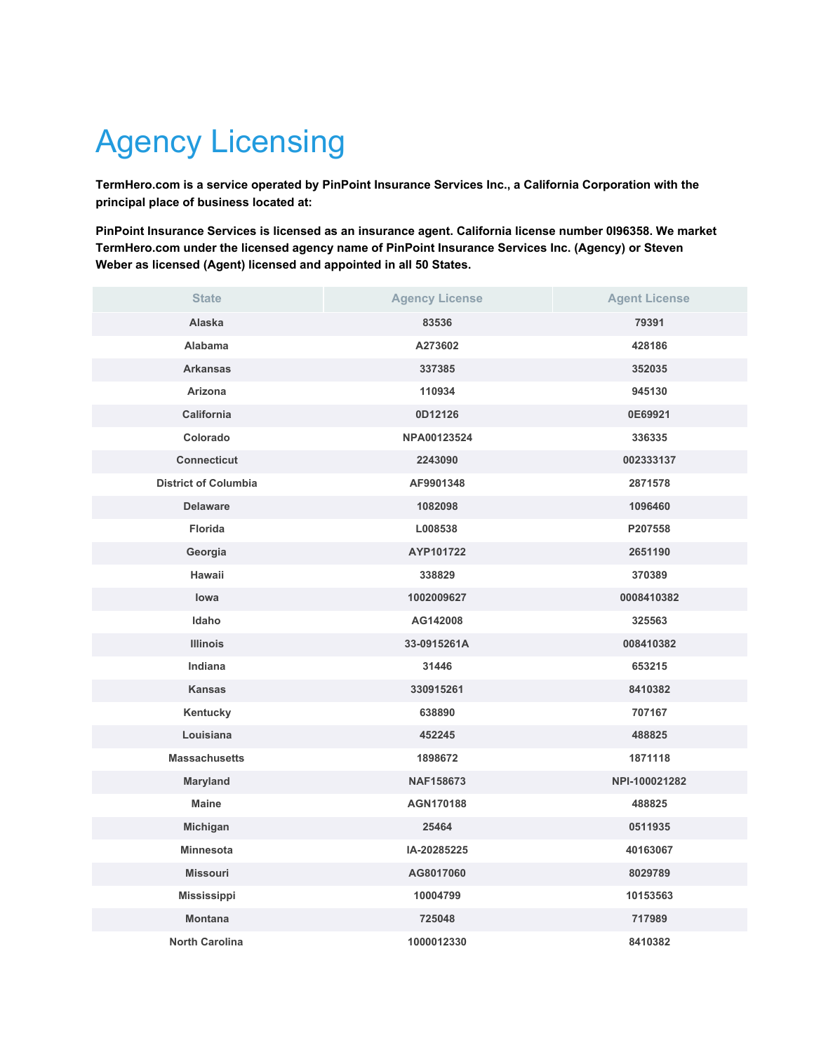# Agency Licensing

**TermHero.com is a service operated by PinPoint Insurance Services Inc., a California Corporation with the principal place of business located at:**

**PinPoint Insurance Services is licensed as an insurance agent. California license number 0I96358. We market TermHero.com under the licensed agency name of PinPoint Insurance Services Inc. (Agency) or Steven Weber as licensed (Agent) licensed and appointed in all 50 States.**

| State | Agency License | Agent License |
|---|---|---|
| Alaska | 83536 | 79391 |
| Alabama | A273602 | 428186 |
| Arkansas | 337385 | 352035 |
| Arizona | 110934 | 945130 |
| California | 0D12126 | 0E69921 |
| Colorado | NPA00123524 | 336335 |
| Connecticut | 2243090 | 002333137 |
| District of Columbia | AF9901348 | 2871578 |
| Delaware | 1082098 | 1096460 |
| Florida | L008538 | P207558 |
| Georgia | AYP101722 | 2651190 |
| Hawaii | 338829 | 370389 |
| Iowa | 1002009627 | 0008410382 |
| Idaho | AG142008 | 325563 |
| Illinois | 33-0915261A | 008410382 |
| Indiana | 31446 | 653215 |
| Kansas | 330915261 | 8410382 |
| Kentucky | 638890 | 707167 |
| Louisiana | 452245 | 488825 |
| Massachusetts | 1898672 | 1871118 |
| Maryland | NAF158673 | NPI-100021282 |
| Maine | AGN170188 | 488825 |
| Michigan | 25464 | 0511935 |
| Minnesota | IA-20285225 | 40163067 |
| Missouri | AG8017060 | 8029789 |
| Mississippi | 10004799 | 10153563 |
| Montana | 725048 | 717989 |
| North Carolina | 1000012330 | 8410382 |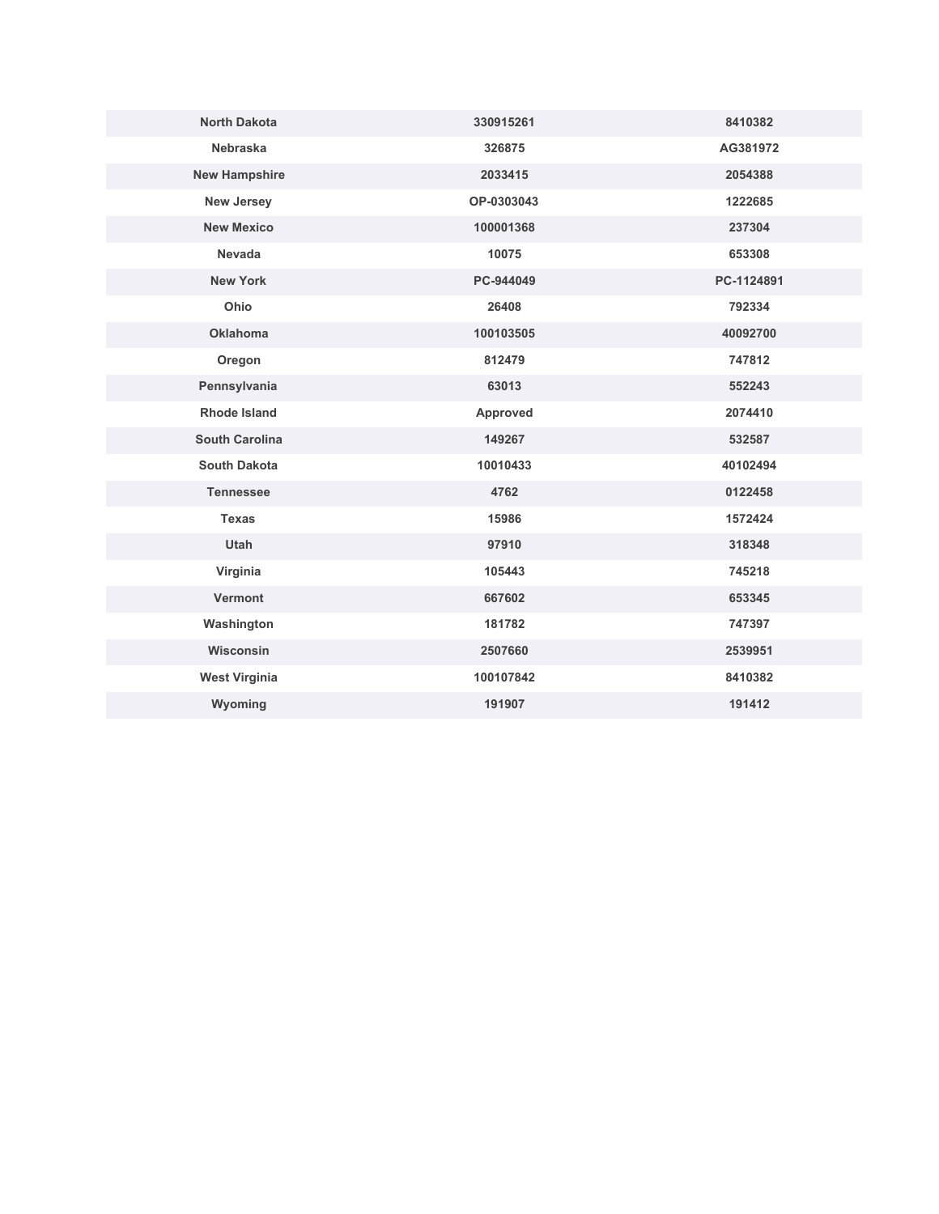| | | |
|---|---|---|
| **North Dakota** | **330915261** | **8410382** |
| **Nebraska** | **326875** | **AG381972** |
| **New Hampshire** | **2033415** | **2054388** |
| **New Jersey** | **OP-0303043** | **1222685** |
| **New Mexico** | **100001368** | **237304** |
| **Nevada** | **10075** | **653308** |
| **New York** | **PC-944049** | **PC-1124891** |
| **Ohio** | **26408** | **792334** |
| **Oklahoma** | **100103505** | **40092700** |
| **Oregon** | **812479** | **747812** |
| **Pennsylvania** | **63013** | **552243** |
| **Rhode Island** | **Approved** | **2074410** |
| **South Carolina** | **149267** | **532587** |
| **South Dakota** | **10010433** | **40102494** |
| **Tennessee** | **4762** | **0122458** |
| **Texas** | **15986** | **1572424** |
| **Utah** | **97910** | **318348** |
| **Virginia** | **105443** | **745218** |
| **Vermont** | **667602** | **653345** |
| **Washington** | **181782** | **747397** |
| **Wisconsin** | **2507660** | **2539951** |
| **West Virginia** | **100107842** | **8410382** |
| **Wyoming** | **191907** | **191412** |